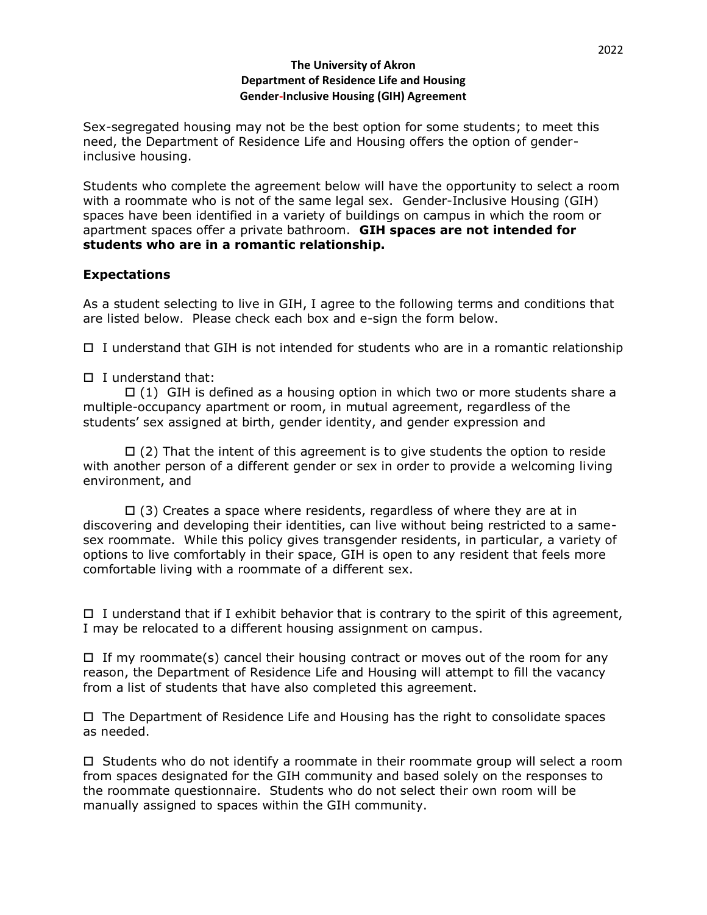2022

**The University of Akron**
**Department of Residence Life and Housing**
**Gender-Inclusive Housing (GIH) Agreement**

Sex-segregated housing may not be the best option for some students; to meet this need, the Department of Residence Life and Housing offers the option of gender-inclusive housing.

Students who complete the agreement below will have the opportunity to select a room with a roommate who is not of the same legal sex. Gender-Inclusive Housing (GIH) spaces have been identified in a variety of buildings on campus in which the room or apartment spaces offer a private bathroom. **GIH spaces are not intended for students who are in a romantic relationship.**

## Expectations

As a student selecting to live in GIH, I agree to the following terms and conditions that are listed below. Please check each box and e-sign the form below.

☐ I understand that GIH is not intended for students who are in a romantic relationship

☐ I understand that:

☐ (1) GIH is defined as a housing option in which two or more students share a multiple-occupancy apartment or room, in mutual agreement, regardless of the students' sex assigned at birth, gender identity, and gender expression and

☐ (2) That the intent of this agreement is to give students the option to reside with another person of a different gender or sex in order to provide a welcoming living environment, and

☐ (3) Creates a space where residents, regardless of where they are at in discovering and developing their identities, can live without being restricted to a same-sex roommate. While this policy gives transgender residents, in particular, a variety of options to live comfortably in their space, GIH is open to any resident that feels more comfortable living with a roommate of a different sex.

☐ I understand that if I exhibit behavior that is contrary to the spirit of this agreement, I may be relocated to a different housing assignment on campus.

☐ If my roommate(s) cancel their housing contract or moves out of the room for any reason, the Department of Residence Life and Housing will attempt to fill the vacancy from a list of students that have also completed this agreement.

☐ The Department of Residence Life and Housing has the right to consolidate spaces as needed.

☐ Students who do not identify a roommate in their roommate group will select a room from spaces designated for the GIH community and based solely on the responses to the roommate questionnaire. Students who do not select their own room will be manually assigned to spaces within the GIH community.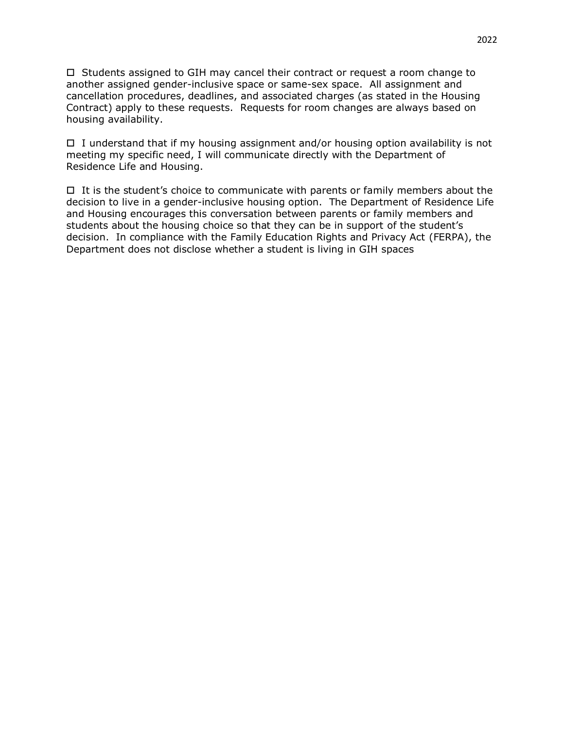- [ ] Students assigned to GIH may cancel their contract or request a room change to another assigned gender-inclusive space or same-sex space. All assignment and cancellation procedures, deadlines, and associated charges (as stated in the Housing Contract) apply to these requests. Requests for room changes are always based on housing availability.

- [ ] I understand that if my housing assignment and/or housing option availability is not meeting my specific need, I will communicate directly with the Department of Residence Life and Housing.

- [ ] It is the student's choice to communicate with parents or family members about the decision to live in a gender-inclusive housing option. The Department of Residence Life and Housing encourages this conversation between parents or family members and students about the housing choice so that they can be in support of the student's decision. In compliance with the Family Education Rights and Privacy Act (FERPA), the Department does not disclose whether a student is living in GIH spaces